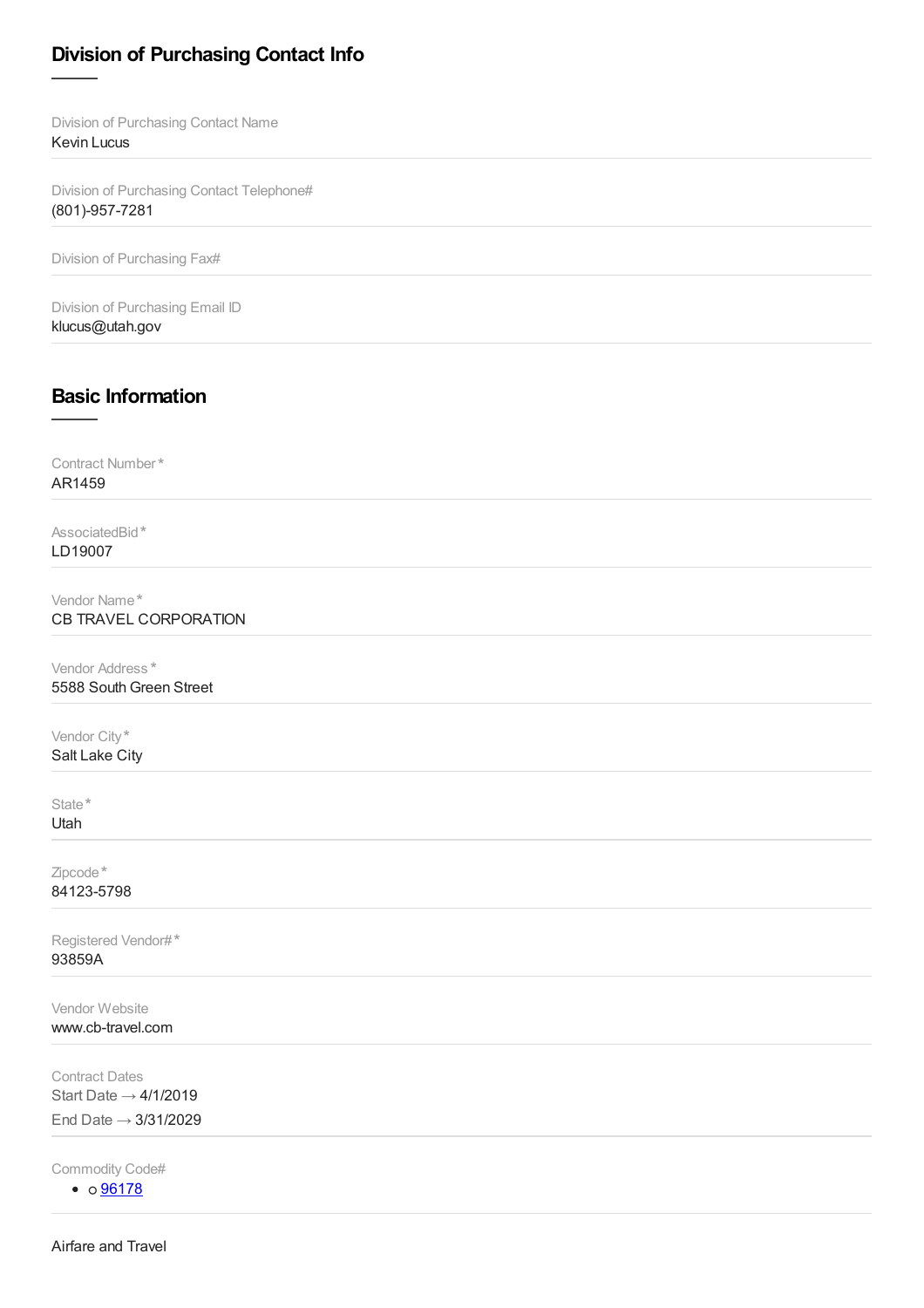## Division of Purchasing Contact Info

Division of Purchasing Contact Name
Kevin Lucus

Division of Purchasing Contact Telephone#
(801)-957-7281

Division of Purchasing Fax#

Division of Purchasing Email ID
klucus@utah.gov

## Basic Information

Contract Number*
AR1459

AssociatedBid*
LD19007

Vendor Name*
CB TRAVEL CORPORATION

Vendor Address*
5588 South Green Street

Vendor City*
Salt Lake City

State*
Utah

Zipcode*
84123-5798

Registered Vendor#*
93859A

Vendor Website
www.cb-travel.com

Contract Dates
Start Date → 4/1/2019
End Date → 3/31/2029

Commodity Code#

- o 96178

Airfare and Travel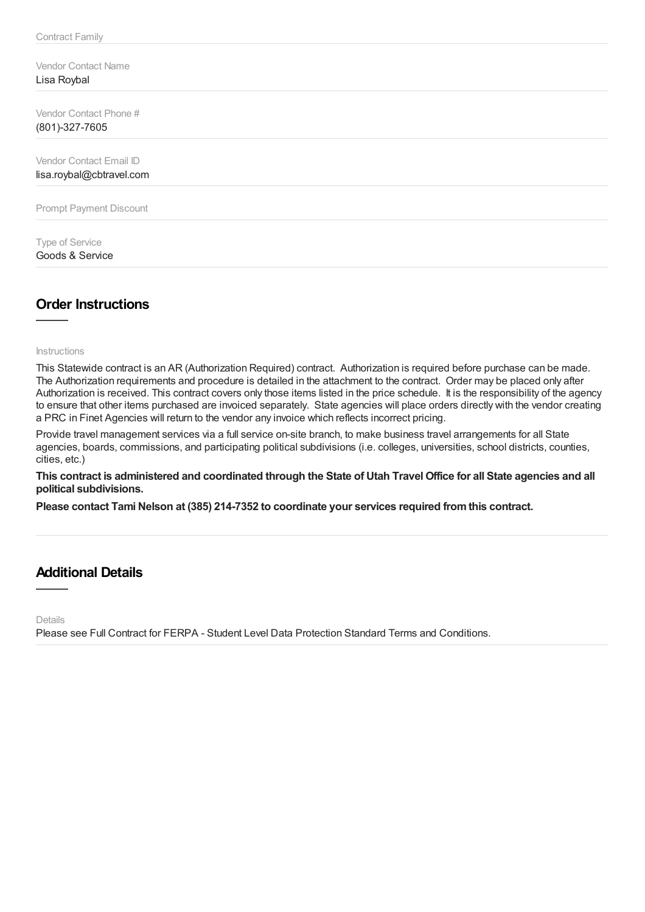Contract Family

Vendor Contact Name
Lisa Roybal

Vendor Contact Phone #
(801)-327-7605

Vendor Contact Email ID
lisa.roybal@cbtravel.com

Prompt Payment Discount

Type of Service
Goods & Service

## Order Instructions

Instructions

This Statewide contract is an AR (Authorization Required) contract. Authorization is required before purchase can be made. The Authorization requirements and procedure is detailed in the attachment to the contract. Order may be placed only after Authorization is received. This contract covers only those items listed in the price schedule. It is the responsibility of the agency to ensure that other items purchased are invoiced separately. State agencies will place orders directly with the vendor creating a PRC in Finet Agencies will return to the vendor any invoice which reflects incorrect pricing.

Provide travel management services via a full service on-site branch, to make business travel arrangements for all State agencies, boards, commissions, and participating political subdivisions (i.e. colleges, universities, school districts, counties, cities, etc.)

**This contract is administered and coordinated through the State of Utah Travel Office for all State agencies and all political subdivisions.**

**Please contact Tami Nelson at (385) 214-7352 to coordinate your services required from this contract.**

## Additional Details

Details

Please see Full Contract for FERPA - Student Level Data Protection Standard Terms and Conditions.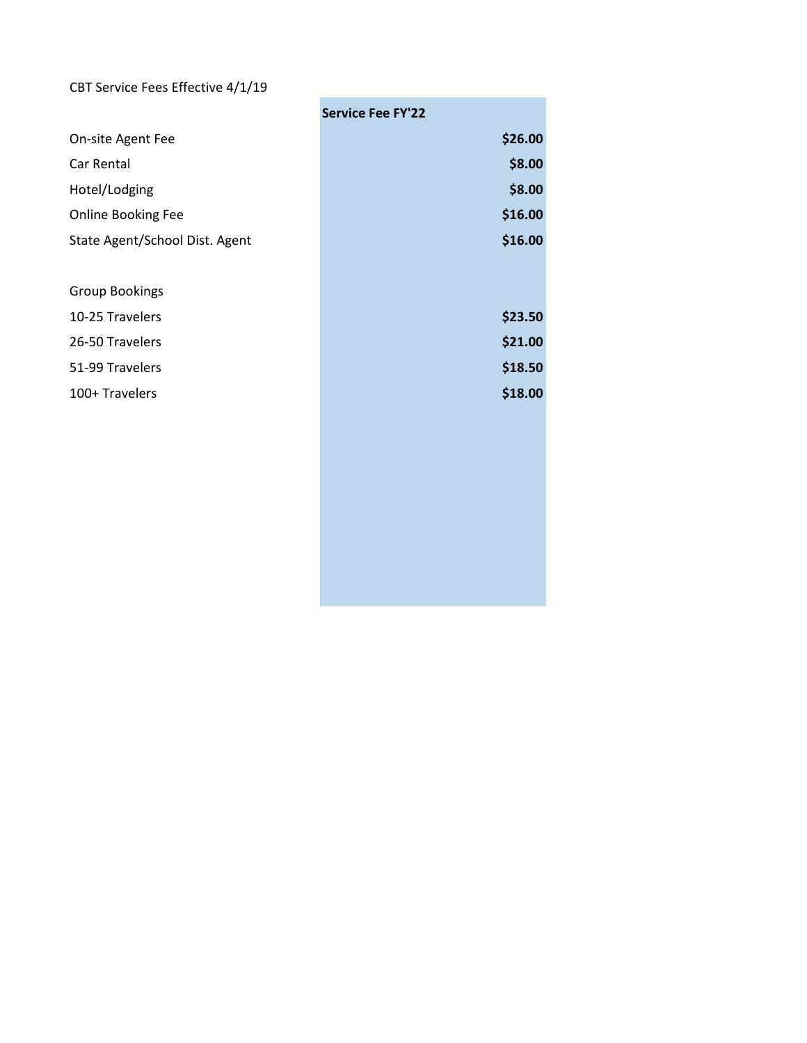CBT Service Fees Effective 4/1/19

| | Service Fee FY'22 |
|---|---|
| On-site Agent Fee | **$26.00** |
| Car Rental | **$8.00** |
| Hotel/Lodging | **$8.00** |
| Online Booking Fee | **$16.00** |
| State Agent/School Dist. Agent | **$16.00** |
| | |
| Group Bookings | |
| 10-25 Travelers | **$23.50** |
| 26-50 Travelers | **$21.00** |
| 51-99 Travelers | **$18.50** |
| 100+ Travelers | **$18.00** |